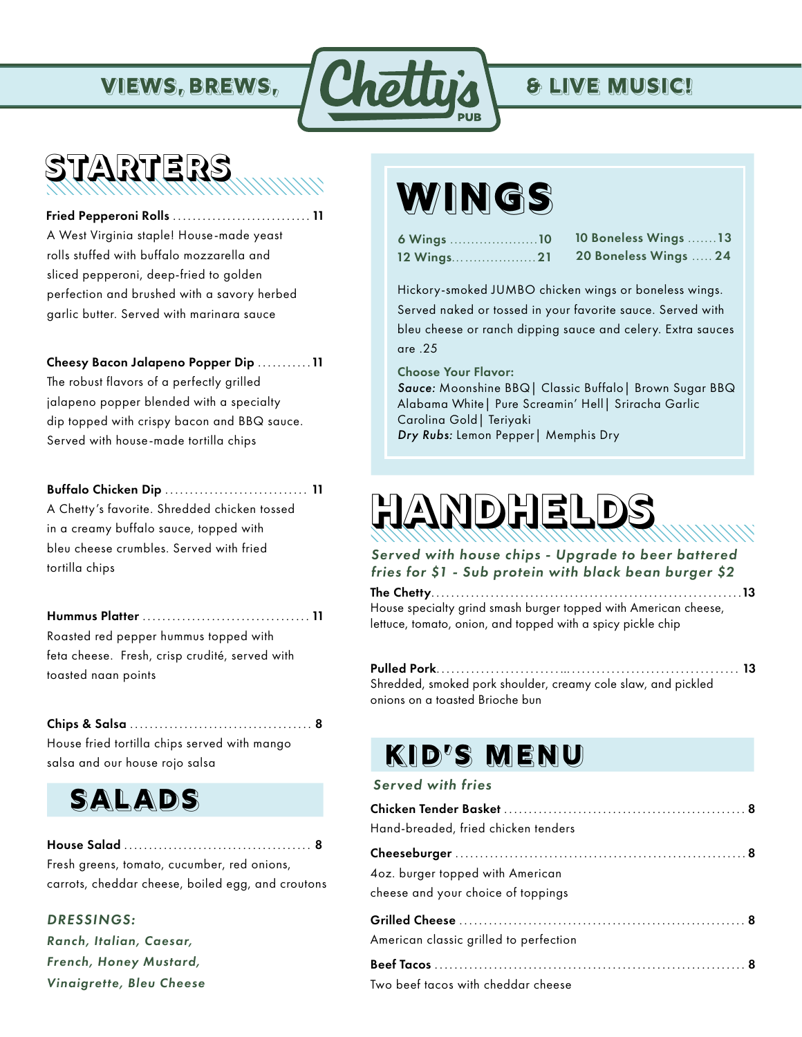VIEWS, BREWS, **Chetty's PUB** & LIVE MUSIC!

## STARTERS

**Fried Pepperoni Rolls** ........ 11
A West Virginia staple! House-made yeast rolls stuffed with buffalo mozzarella and sliced pepperoni, deep-fried to golden perfection and brushed with a savory herbed garlic butter. Served with marinara sauce

**Cheesy Bacon Jalapeno Popper Dip** ........ 11
The robust flavors of a perfectly grilled jalapeno popper blended with a specialty dip topped with crispy bacon and BBQ sauce. Served with house-made tortilla chips

**Buffalo Chicken Dip** ........ 11
A Chetty's favorite. Shredded chicken tossed in a creamy buffalo sauce, topped with bleu cheese crumbles. Served with fried tortilla chips

**Hummus Platter** ........ 11
Roasted red pepper hummus topped with feta cheese. Fresh, crisp crudité, served with toasted naan points

**Chips & Salsa** ........ 8
House fried tortilla chips served with mango salsa and our house rojo salsa

## SALADS

**House Salad** ........ 8
Fresh greens, tomato, cucumber, red onions, carrots, cheddar cheese, boiled egg, and croutons

*DRESSINGS:*
*Ranch, Italian, Caesar, French, Honey Mustard, Vinaigrette, Bleu Cheese*

## WINGS

6 Wings ........ 10
12 Wings ........ 21
10 Boneless Wings ........ 13
20 Boneless Wings ........ 24

Hickory-smoked JUMBO chicken wings or boneless wings. Served naked or tossed in your favorite sauce. Served with bleu cheese or ranch dipping sauce and celery. Extra sauces are .25

**Choose Your Flavor:**
*Sauce:* Moonshine BBQ| Classic Buffalo| Brown Sugar BBQ Alabama White| Pure Screamin' Hell| Sriracha Garlic Carolina Gold| Teriyaki
*Dry Rubs:* Lemon Pepper| Memphis Dry

## HANDHELDS

*Served with house chips - Upgrade to beer battered fries for $1 - Sub protein with black bean burger $2*

**The Chetty** ........ 13
House specialty grind smash burger topped with American cheese, lettuce, tomato, onion, and topped with a spicy pickle chip

**Pulled Pork** ........ 13
Shredded, smoked pork shoulder, creamy cole slaw, and pickled onions on a toasted Brioche bun

## KID'S MENU

*Served with fries*

**Chicken Tender Basket** ........ 8
Hand-breaded, fried chicken tenders

**Cheeseburger** ........ 8
4oz. burger topped with American cheese and your choice of toppings

**Grilled Cheese** ........ 8
American classic grilled to perfection

**Beef Tacos** ........ 8
Two beef tacos with cheddar cheese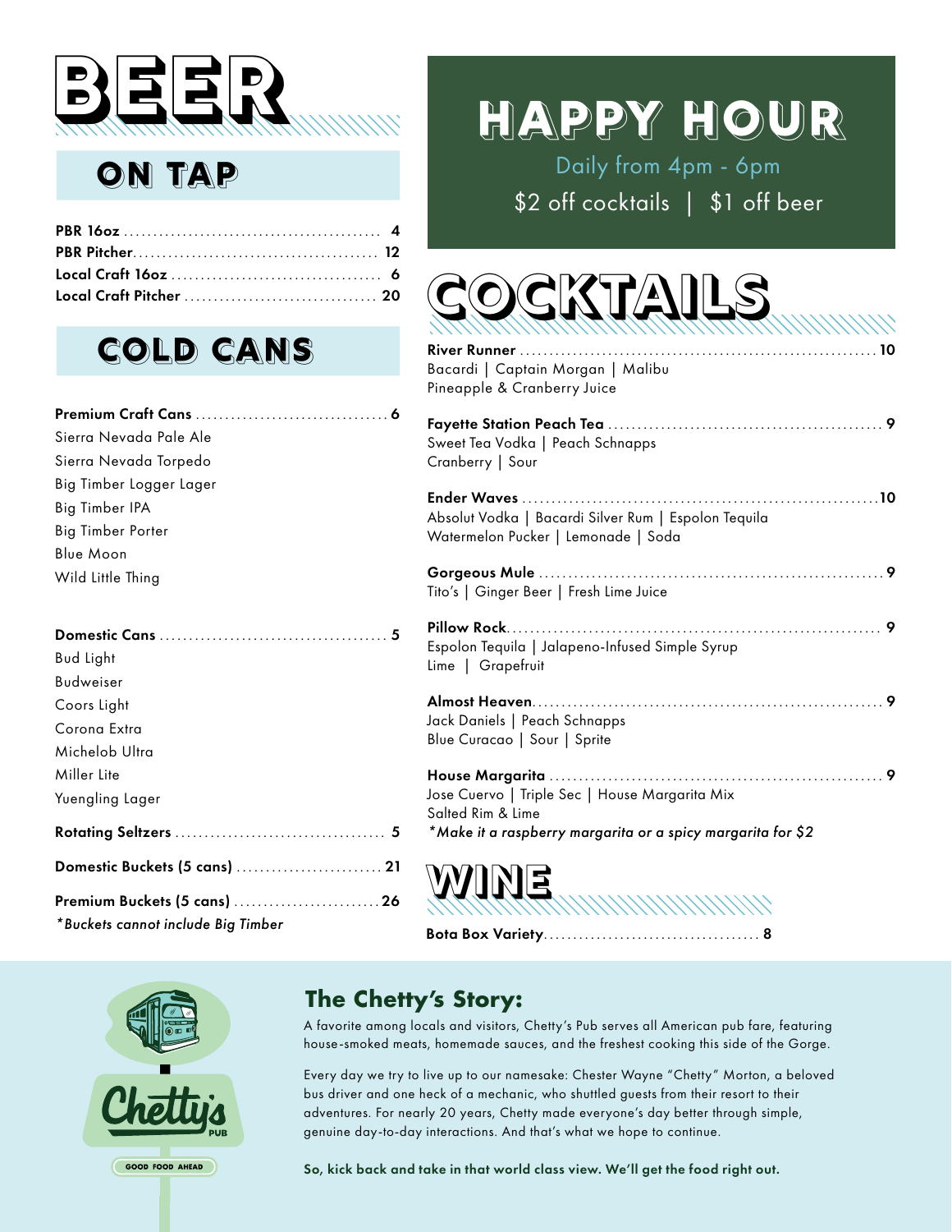# BEER

## ON TAP

**PBR 16oz** ........ **4**
**PBR Pitcher** ........ **12**
**Local Craft 16oz** ........ **6**
**Local Craft Pitcher** ........ **20**

## COLD CANS

**Premium Craft Cans** ........ **6**
Sierra Nevada Pale Ale
Sierra Nevada Torpedo
Big Timber Logger Lager
Big Timber IPA
Big Timber Porter
Blue Moon
Wild Little Thing

**Domestic Cans** ........ **5**
Bud Light
Budweiser
Coors Light
Corona Extra
Michelob Ultra
Miller Lite
Yuengling Lager

**Rotating Seltzers** ........ **5**

**Domestic Buckets (5 cans)** ........ **21**

**Premium Buckets (5 cans)** ........ **26**
*\*Buckets cannot include Big Timber*

# HAPPY HOUR

Daily from 4pm - 6pm

$2 off cocktails | $1 off beer

# COCKTAILS

**River Runner** ........ **10**
Bacardi | Captain Morgan | Malibu
Pineapple & Cranberry Juice

**Fayette Station Peach Tea** ........ **9**
Sweet Tea Vodka | Peach Schnapps
Cranberry | Sour

**Ender Waves** ........ **10**
Absolut Vodka | Bacardi Silver Rum | Espolon Tequila
Watermelon Pucker | Lemonade | Soda

**Gorgeous Mule** ........ **9**
Tito's | Ginger Beer | Fresh Lime Juice

**Pillow Rock** ........ **9**
Espolon Tequila | Jalapeno-Infused Simple Syrup
Lime | Grapefruit

**Almost Heaven** ........ **9**
Jack Daniels | Peach Schnapps
Blue Curacao | Sour | Sprite

**House Margarita** ........ **9**
Jose Cuervo | Triple Sec | House Margarita Mix
Salted Rim & Lime
*\*Make it a raspberry margarita or a spicy margarita for $2*

# WINE

**Bota Box Variety** ........ **8**

Chetty's PUB
GOOD FOOD AHEAD

## The Chetty's Story:

A favorite among locals and visitors, Chetty's Pub serves all American pub fare, featuring house-smoked meats, homemade sauces, and the freshest cooking this side of the Gorge.

Every day we try to live up to our namesake: Chester Wayne "Chetty" Morton, a beloved bus driver and one heck of a mechanic, who shuttled guests from their resort to their adventures. For nearly 20 years, Chetty made everyone's day better through simple, genuine day-to-day interactions. And that's what we hope to continue.

**So, kick back and take in that world class view. We'll get the food right out.**